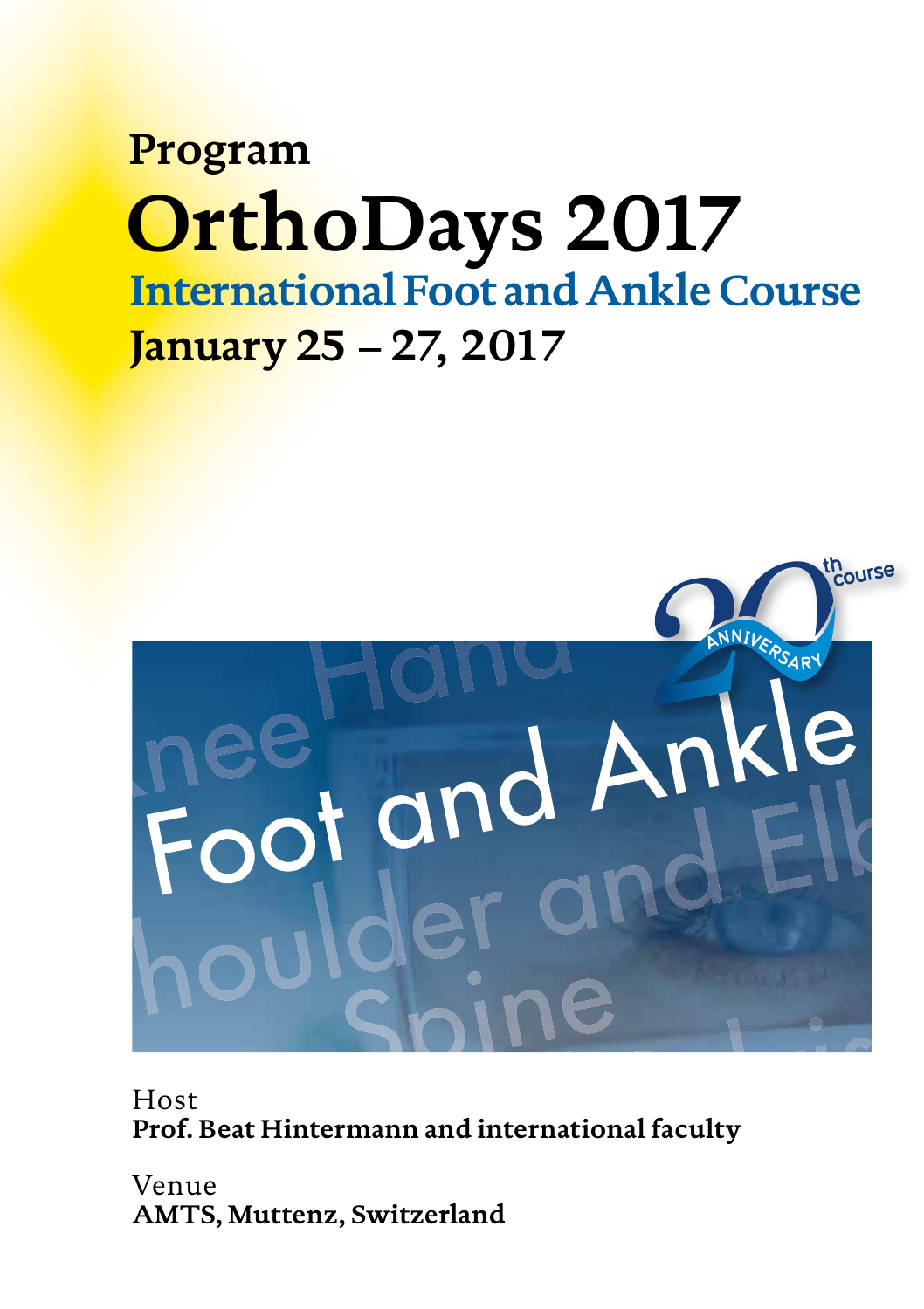# Program

# OrthoDays 2017

## International Foot and Ankle Course

**January 25 – 27, 2017**

Host
**Prof. Beat Hintermann and international faculty**

Venue
**AMTS, Muttenz, Switzerland**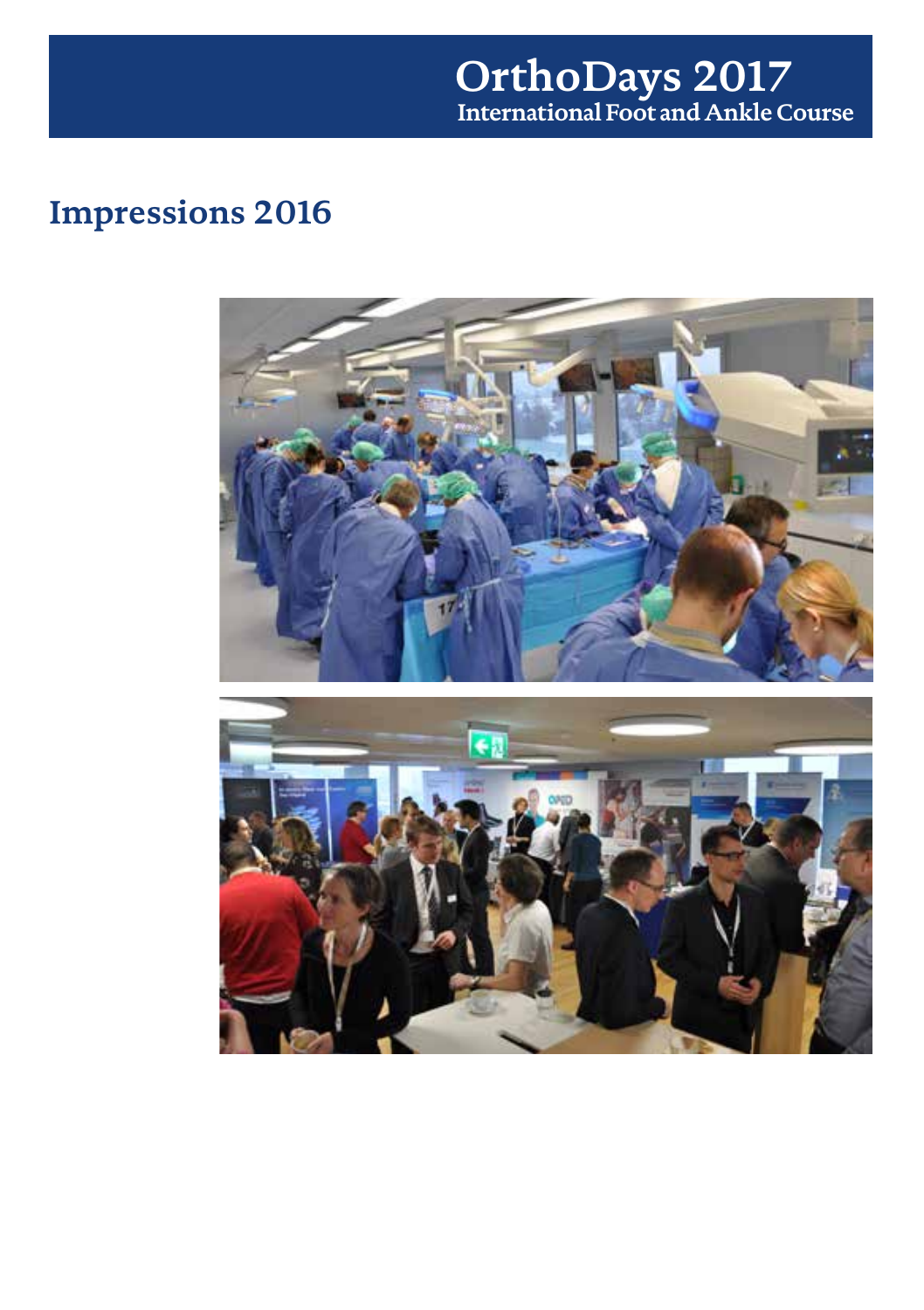# Impressions 2016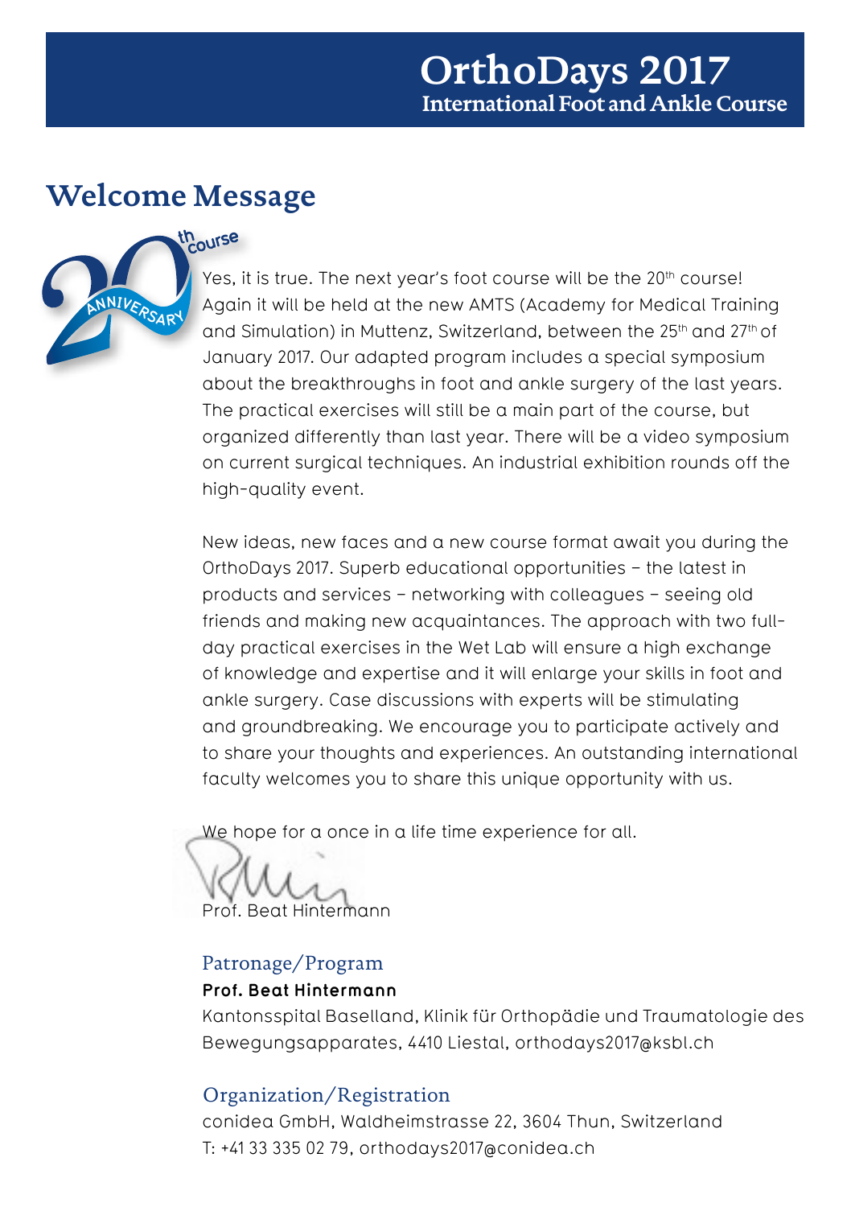# OrthoDays 2017
## International Foot and Ankle Course

## Welcome Message

Yes, it is true. The next year's foot course will be the 20th course! Again it will be held at the new AMTS (Academy for Medical Training and Simulation) in Muttenz, Switzerland, between the 25th and 27th of January 2017. Our adapted program includes a special symposium about the breakthroughs in foot and ankle surgery of the last years. The practical exercises will still be a main part of the course, but organized differently than last year. There will be a video symposium on current surgical techniques. An industrial exhibition rounds off the high-quality event.

New ideas, new faces and a new course format await you during the OrthoDays 2017. Superb educational opportunities – the latest in products and services – networking with colleagues – seeing old friends and making new acquaintances. The approach with two full-day practical exercises in the Wet Lab will ensure a high exchange of knowledge and expertise and it will enlarge your skills in foot and ankle surgery. Case discussions with experts will be stimulating and groundbreaking. We encourage you to participate actively and to share your thoughts and experiences. An outstanding international faculty welcomes you to share this unique opportunity with us.

We hope for a once in a life time experience for all.

Prof. Beat Hintermann

### Patronage/Program

**Prof. Beat Hintermann**
Kantonsspital Baselland, Klinik für Orthopädie und Traumatologie des Bewegungsapparates, 4410 Liestal, orthodays2017@ksbl.ch

### Organization/Registration

conidea GmbH, Waldheimstrasse 22, 3604 Thun, Switzerland
T: +41 33 335 02 79, orthodays2017@conidea.ch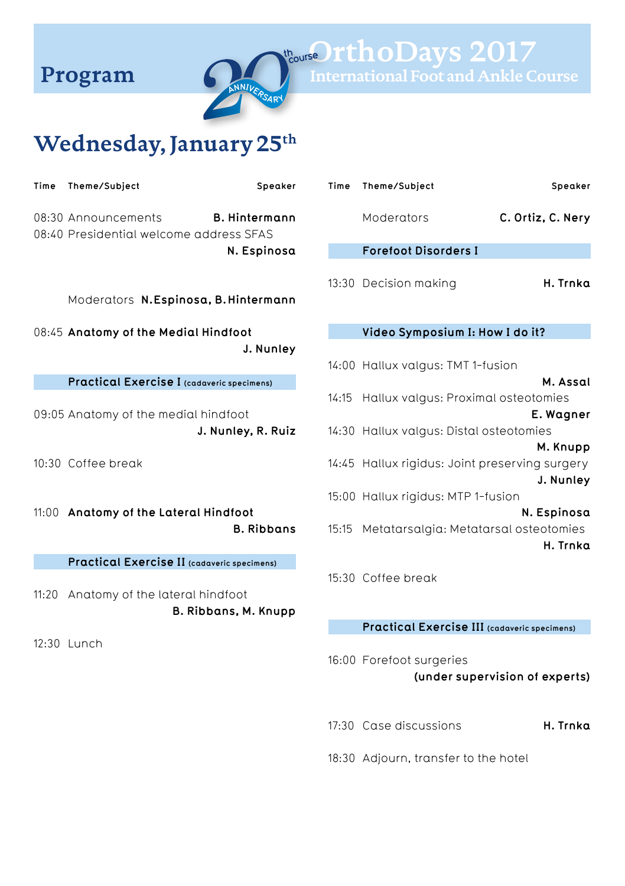# Program

20th course ANNIVERSARY

OrthoDays 2017
International Foot and Ankle Course

## Wednesday, January 25th

| Time | Theme/Subject | Speaker |
|---|---|---|
| 08:30 | Announcements | **B. Hintermann** |
| 08:40 | Presidential welcome address SFAS | **N. Espinosa** |
| | Moderators | **N. Espinosa, B. Hintermann** |
| 08:45 | **Anatomy of the Medial Hindfoot** | **J. Nunley** |
| | **Practical Exercise I** (cadaveric specimens) | |
| 09:05 | Anatomy of the medial hindfoot | **J. Nunley, R. Ruiz** |
| 10:30 | Coffee break | |
| 11:00 | **Anatomy of the Lateral Hindfoot** | **B. Ribbans** |
| | **Practical Exercise II** (cadaveric specimens) | |
| 11:20 | Anatomy of the lateral hindfoot | **B. Ribbans, M. Knupp** |
| 12:30 | Lunch | |

| Time | Theme/Subject | Speaker |
|---|---|---|
| | Moderators | **C. Ortiz, C. Nery** |
| | **Forefoot Disorders I** | |
| 13:30 | Decision making | **H. Trnka** |
| | **Video Symposium I: How I do it?** | |
| 14:00 | Hallux valgus: TMT 1-fusion | **M. Assal** |
| 14:15 | Hallux valgus: Proximal osteotomies | **E. Wagner** |
| 14:30 | Hallux valgus: Distal osteotomies | **M. Knupp** |
| 14:45 | Hallux rigidus: Joint preserving surgery | **J. Nunley** |
| 15:00 | Hallux rigidus: MTP 1-fusion | **N. Espinosa** |
| 15:15 | Metatarsalgia: Metatarsal osteotomies | **H. Trnka** |
| 15:30 | Coffee break | |
| | **Practical Exercise III** (cadaveric specimens) | |
| 16:00 | Forefoot surgeries | **(under supervision of experts)** |
| 17:30 | Case discussions | **H. Trnka** |
| 18:30 | Adjourn, transfer to the hotel | |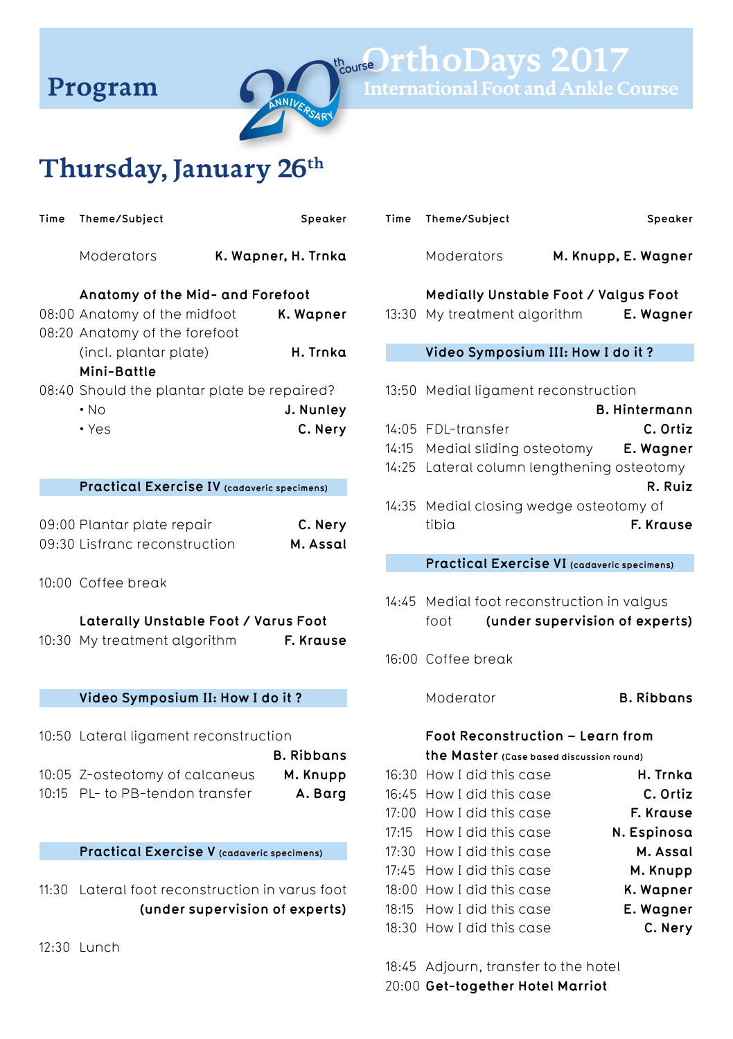# Program

**20th course ANNIVERSARY**

**OrthoDays 2017**
**International Foot and Ankle Course**

## Thursday, January 26th

| Time | Theme/Subject | Speaker |
|---|---|---|
| | Moderators | **K. Wapner, H. Trnka** |
| | **Anatomy of the Mid- and Forefoot** | |
| 08:00 | Anatomy of the midfoot | **K. Wapner** |
| 08:20 | Anatomy of the forefoot (incl. plantar plate) | **H. Trnka** |
| | **Mini-Battle** | |
| 08:40 | Should the plantar plate be repaired? | |
| | • No | **J. Nunley** |
| | • Yes | **C. Nery** |
| | **Practical Exercise IV** (cadaveric specimens) | |
| 09:00 | Plantar plate repair | **C. Nery** |
| 09:30 | Lisfranc reconstruction | **M. Assal** |
| 10:00 | Coffee break | |
| | **Laterally Unstable Foot / Varus Foot** | |
| 10:30 | My treatment algorithm | **F. Krause** |
| | **Video Symposium II: How I do it ?** | |
| 10:50 | Lateral ligament reconstruction | **B. Ribbans** |
| 10:05 | Z-osteotomy of calcaneus | **M. Knupp** |
| 10:15 | PL- to PB-tendon transfer | **A. Barg** |
| | **Practical Exercise V** (cadaveric specimens) | |
| 11:30 | Lateral foot reconstruction in varus foot **(under supervision of experts)** | |
| 12:30 | Lunch | |

| Time | Theme/Subject | Speaker |
|---|---|---|
| | Moderators | **M. Knupp, E. Wagner** |
| | **Medially Unstable Foot / Valgus Foot** | |
| 13:30 | My treatment algorithm | **E. Wagner** |
| | **Video Symposium III: How I do it ?** | |
| 13:50 | Medial ligament reconstruction | **B. Hintermann** |
| 14:05 | FDL-transfer | **C. Ortiz** |
| 14:15 | Medial sliding osteotomy | **E. Wagner** |
| 14:25 | Lateral column lengthening osteotomy | **R. Ruiz** |
| 14:35 | Medial closing wedge osteotomy of tibia | **F. Krause** |
| | **Practical Exercise VI** (cadaveric specimens) | |
| 14:45 | Medial foot reconstruction in valgus foot **(under supervision of experts)** | |
| 16:00 | Coffee break | |
| | Moderator | **B. Ribbans** |
| | **Foot Reconstruction – Learn from the Master** (Case based discussion round) | |
| 16:30 | How I did this case | **H. Trnka** |
| 16:45 | How I did this case | **C. Ortiz** |
| 17:00 | How I did this case | **F. Krause** |
| 17:15 | How I did this case | **N. Espinosa** |
| 17:30 | How I did this case | **M. Assal** |
| 17:45 | How I did this case | **M. Knupp** |
| 18:00 | How I did this case | **K. Wapner** |
| 18:15 | How I did this case | **E. Wagner** |
| 18:30 | How I did this case | **C. Nery** |
| 18:45 | Adjourn, transfer to the hotel | |
| 20:00 | **Get-together Hotel Marriot** | |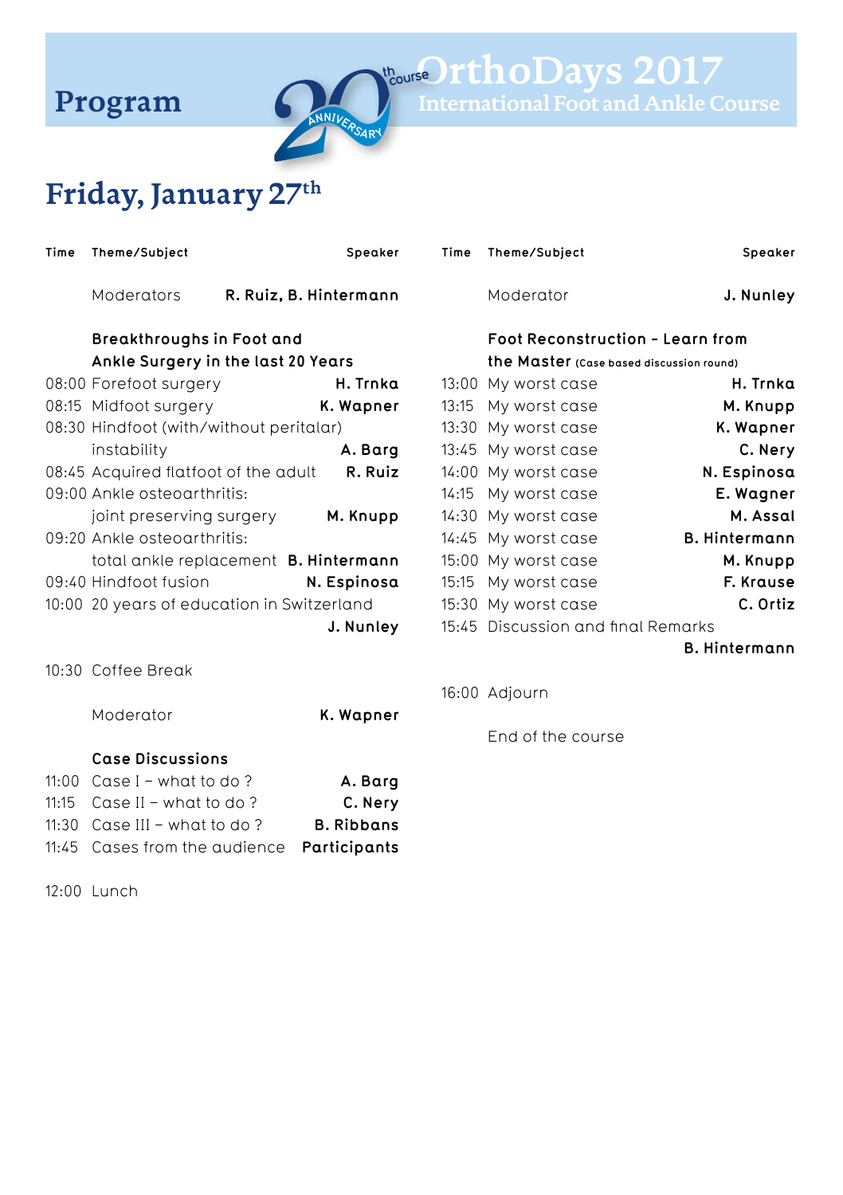# Program

**OrthoDays 2017**
**International Foot and Ankle Course**
20th course ANNIVERSARY

## Friday, January 27th

| Time | Theme/Subject | Speaker |
|---|---|---|
| | Moderators | **R. Ruiz, B. Hintermann** |
| | **Breakthroughs in Foot and Ankle Surgery in the last 20 Years** | |
| 08:00 | Forefoot surgery | **H. Trnka** |
| 08:15 | Midfoot surgery | **K. Wapner** |
| 08:30 | Hindfoot (with/without peritalar) instability | **A. Barg** |
| 08:45 | Acquired flatfoot of the adult | **R. Ruiz** |
| 09:00 | Ankle osteoarthritis: joint preserving surgery | **M. Knupp** |
| 09:20 | Ankle osteoarthritis: total ankle replacement | **B. Hintermann** |
| 09:40 | Hindfoot fusion | **N. Espinosa** |
| 10:00 | 20 years of education in Switzerland | **J. Nunley** |
| 10:30 | Coffee Break | |
| | Moderator | **K. Wapner** |
| | **Case Discussions** | |
| 11:00 | Case I – what to do ? | **A. Barg** |
| 11:15 | Case II – what to do ? | **C. Nery** |
| 11:30 | Case III – what to do ? | **B. Ribbans** |
| 11:45 | Cases from the audience | **Participants** |
| 12:00 | Lunch | |

| Time | Theme/Subject | Speaker |
|---|---|---|
| | Moderator | **J. Nunley** |
| | **Foot Reconstruction - Learn from the Master** (Case based discussion round) | |
| 13:00 | My worst case | **H. Trnka** |
| 13:15 | My worst case | **M. Knupp** |
| 13:30 | My worst case | **K. Wapner** |
| 13:45 | My worst case | **C. Nery** |
| 14:00 | My worst case | **N. Espinosa** |
| 14:15 | My worst case | **E. Wagner** |
| 14:30 | My worst case | **M. Assal** |
| 14:45 | My worst case | **B. Hintermann** |
| 15:00 | My worst case | **M. Knupp** |
| 15:15 | My worst case | **F. Krause** |
| 15:30 | My worst case | **C. Ortiz** |
| 15:45 | Discussion and final Remarks | **B. Hintermann** |
| 16:00 | Adjourn | |
| | End of the course | |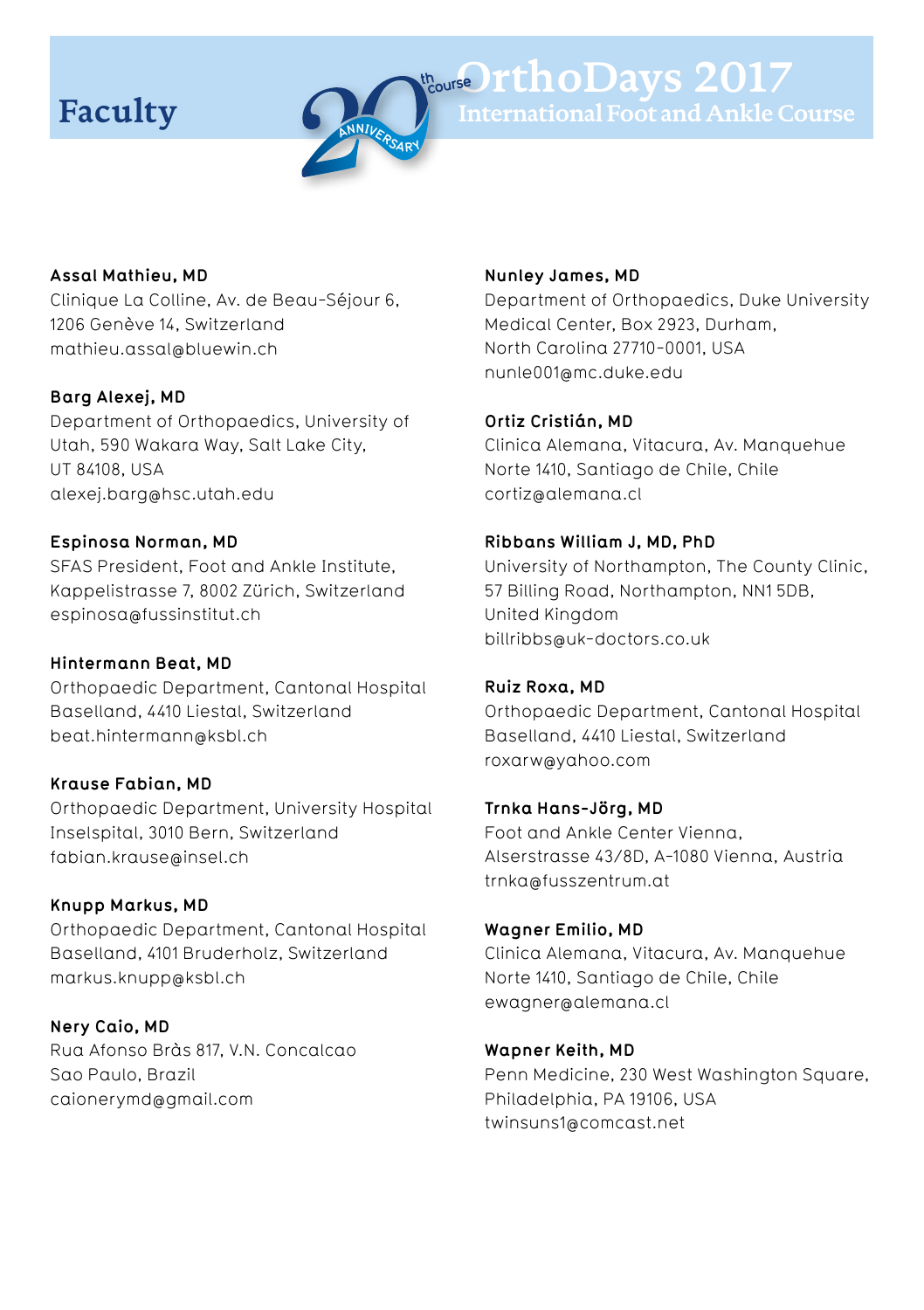# Faculty

OrthoDays 2017
International Foot and Ankle Course

**Assal Mathieu, MD**
Clinique La Colline, Av. de Beau-Séjour 6,
1206 Genève 14, Switzerland
mathieu.assal@bluewin.ch

**Barg Alexej, MD**
Department of Orthopaedics, University of Utah, 590 Wakara Way, Salt Lake City,
UT 84108, USA
alexej.barg@hsc.utah.edu

**Espinosa Norman, MD**
SFAS President, Foot and Ankle Institute,
Kappelistrasse 7, 8002 Zürich, Switzerland
espinosa@fussinstitut.ch

**Hintermann Beat, MD**
Orthopaedic Department, Cantonal Hospital
Baselland, 4410 Liestal, Switzerland
beat.hintermann@ksbl.ch

**Krause Fabian, MD**
Orthopaedic Department, University Hospital
Inselspital, 3010 Bern, Switzerland
fabian.krause@insel.ch

**Knupp Markus, MD**
Orthopaedic Department, Cantonal Hospital
Baselland, 4101 Bruderholz, Switzerland
markus.knupp@ksbl.ch

**Nery Caio, MD**
Rua Afonso Bràs 817, V.N. Concalcao
Sao Paulo, Brazil
caionerymd@gmail.com

**Nunley James, MD**
Department of Orthopaedics, Duke University
Medical Center, Box 2923, Durham,
North Carolina 27710-0001, USA
nunle001@mc.duke.edu

**Ortiz Cristián, MD**
Clinica Alemana, Vitacura, Av. Manquehue
Norte 1410, Santiago de Chile, Chile
cortiz@alemana.cl

**Ribbans William J, MD, PhD**
University of Northampton, The County Clinic,
57 Billing Road, Northampton, NN1 5DB,
United Kingdom
billribbs@uk-doctors.co.uk

**Ruiz Roxa, MD**
Orthopaedic Department, Cantonal Hospital
Baselland, 4410 Liestal, Switzerland
roxarw@yahoo.com

**Trnka Hans-Jörg, MD**
Foot and Ankle Center Vienna,
Alserstrasse 43/8D, A-1080 Vienna, Austria
trnka@fusszentrum.at

**Wagner Emilio, MD**
Clinica Alemana, Vitacura, Av. Manquehue
Norte 1410, Santiago de Chile, Chile
ewagner@alemana.cl

**Wapner Keith, MD**
Penn Medicine, 230 West Washington Square,
Philadelphia, PA 19106, USA
twinsuns1@comcast.net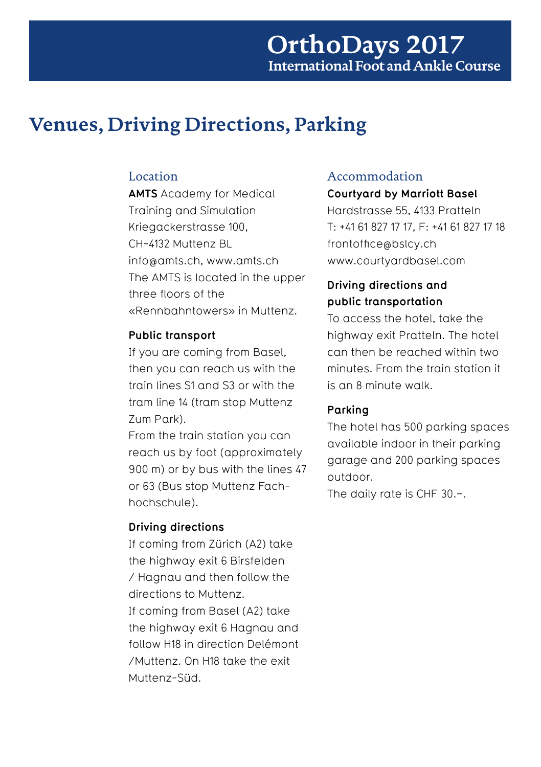# Venues, Driving Directions, Parking

## Location

**AMTS** Academy for Medical Training and Simulation
Kriegackerstrasse 100,
CH-4132 Muttenz BL
info@amts.ch, www.amts.ch
The AMTS is located in the upper three floors of the «Rennbahntowers» in Muttenz.

### Public transport

If you are coming from Basel, then you can reach us with the train lines S1 and S3 or with the tram line 14 (tram stop Muttenz Zum Park).
From the train station you can reach us by foot (approximately 900 m) or by bus with the lines 47 or 63 (Bus stop Muttenz Fachhochschule).

### Driving directions

If coming from Zürich (A2) take the highway exit 6 Birsfelden / Hagnau and then follow the directions to Muttenz.
If coming from Basel (A2) take the highway exit 6 Hagnau and follow H18 in direction Delémont /Muttenz. On H18 take the exit Muttenz-Süd.

## Accommodation

**Courtyard by Marriott Basel**
Hardstrasse 55, 4133 Pratteln
T: +41 61 827 17 17, F: +41 61 827 17 18
frontoffice@bslcy.ch
www.courtyardbasel.com

### Driving directions and public transportation

To access the hotel, take the highway exit Pratteln. The hotel can then be reached within two minutes. From the train station it is an 8 minute walk.

### Parking

The hotel has 500 parking spaces available indoor in their parking garage and 200 parking spaces outdoor.
The daily rate is CHF 30.–.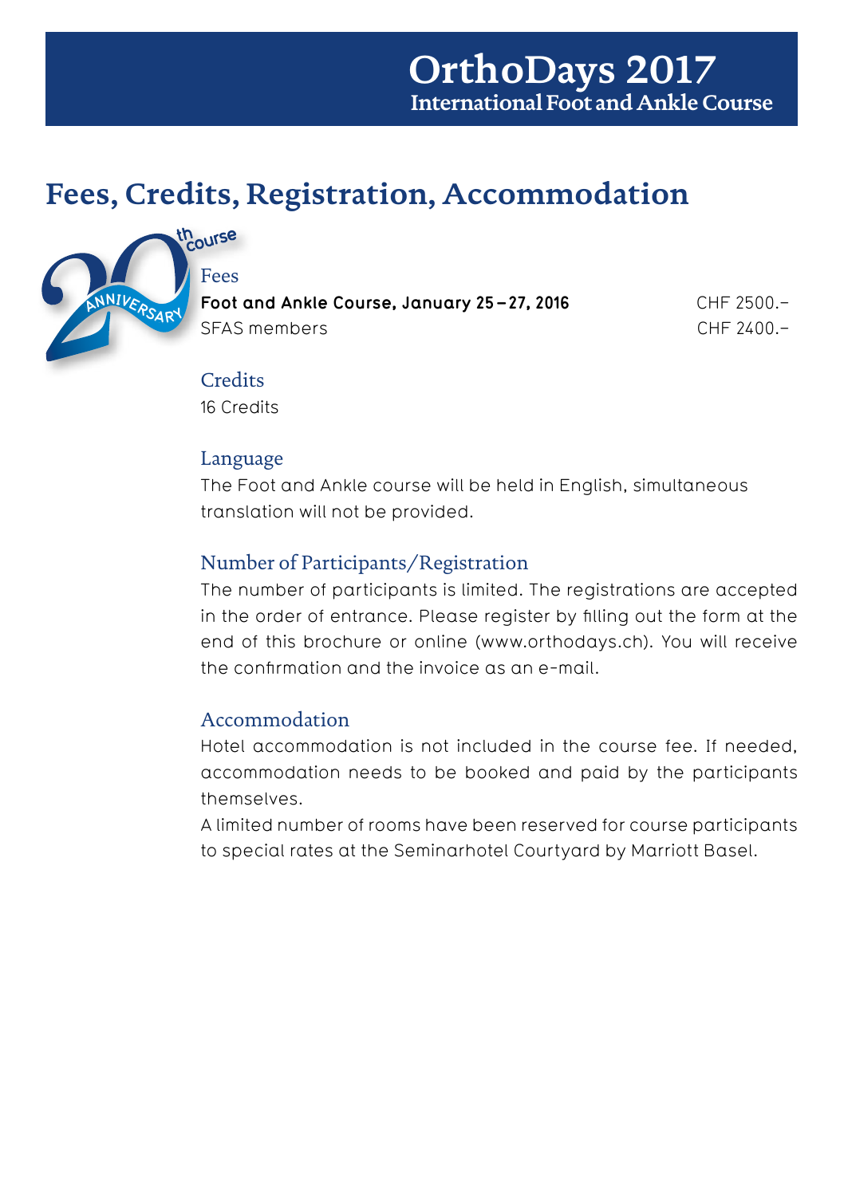# Fees, Credits, Registration, Accommodation

## Fees

| | |
|---|---|
| **Foot and Ankle Course, January 25 – 27, 2016** | CHF 2500.– |
| SFAS members | CHF 2400.– |

## Credits

16 Credits

## Language

The Foot and Ankle course will be held in English, simultaneous translation will not be provided.

## Number of Participants/Registration

The number of participants is limited. The registrations are accepted in the order of entrance. Please register by filling out the form at the end of this brochure or online (www.orthodays.ch). You will receive the confirmation and the invoice as an e-mail.

## Accommodation

Hotel accommodation is not included in the course fee. If needed, accommodation needs to be booked and paid by the participants themselves.

A limited number of rooms have been reserved for course participants to special rates at the Seminarhotel Courtyard by Marriott Basel.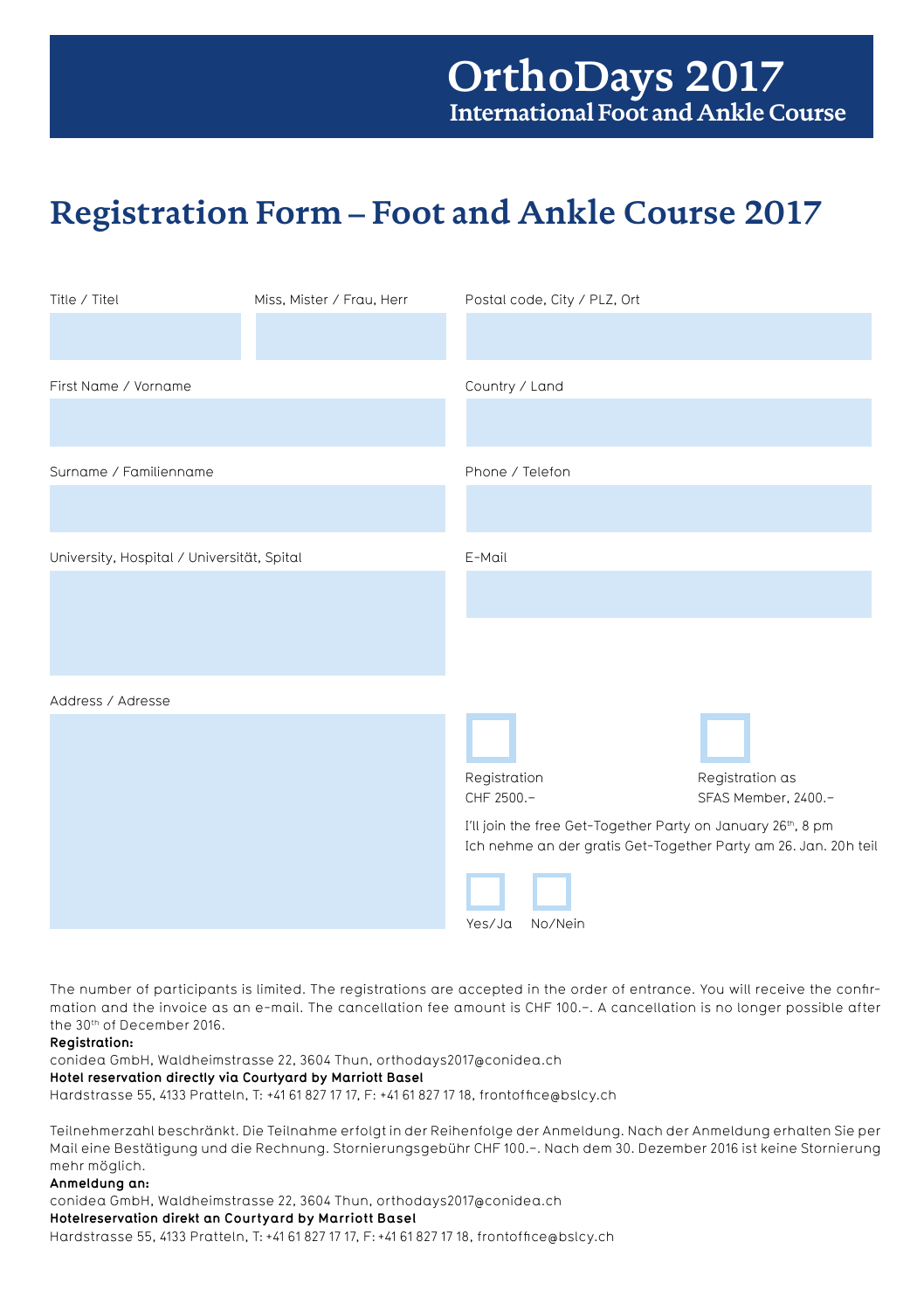# OrthoDays 2017
## International Foot and Ankle Course

# Registration Form – Foot and Ankle Course 2017

Title / Titel

Miss, Mister / Frau, Herr

First Name / Vorname

Surname / Familienname

University, Hospital / Universität, Spital

Address / Adresse

Postal code, City / PLZ, Ort

Country / Land

Phone / Telefon

E-Mail

☐ Registration CHF 2500.–

☐ Registration as SFAS Member, 2400.–

I'll join the free Get-Together Party on January 26th, 8 pm
Ich nehme an der gratis Get-Together Party am 26. Jan. 20h teil

☐ Yes/Ja ☐ No/Nein

The number of participants is limited. The registrations are accepted in the order of entrance. You will receive the confirmation and the invoice as an e-mail. The cancellation fee amount is CHF 100.–. A cancellation is no longer possible after the 30th of December 2016.

**Registration:**
conidea GmbH, Waldheimstrasse 22, 3604 Thun, orthodays2017@conidea.ch
**Hotel reservation directly via Courtyard by Marriott Basel**
Hardstrasse 55, 4133 Pratteln, T: +41 61 827 17 17, F: +41 61 827 17 18, frontoffice@bslcy.ch

Teilnehmerzahl beschränkt. Die Teilnahme erfolgt in der Reihenfolge der Anmeldung. Nach der Anmeldung erhalten Sie per Mail eine Bestätigung und die Rechnung. Stornierungsgebühr CHF 100.–. Nach dem 30. Dezember 2016 ist keine Stornierung mehr möglich.

**Anmeldung an:**
conidea GmbH, Waldheimstrasse 22, 3604 Thun, orthodays2017@conidea.ch
**Hotelreservation direkt an Courtyard by Marriott Basel**
Hardstrasse 55, 4133 Pratteln, T: +41 61 827 17 17, F: +41 61 827 17 18, frontoffice@bslcy.ch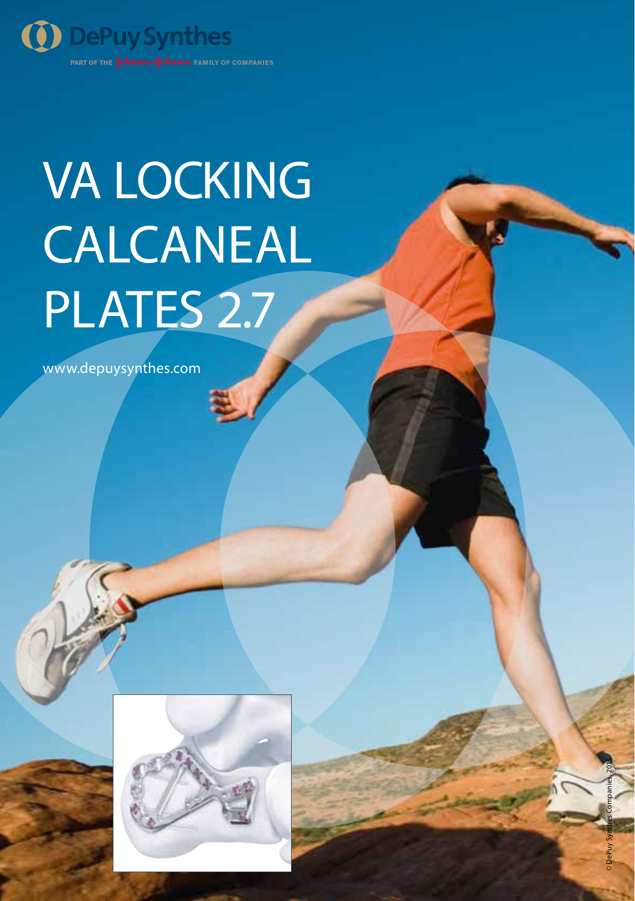DePuy Synthes

PART OF THE Johnson & Johnson FAMILY OF COMPANIES

# VA LOCKING CALCANEAL PLATES 2.7

www.depuysynthes.com

© DePuy Synthes Companies, 2014